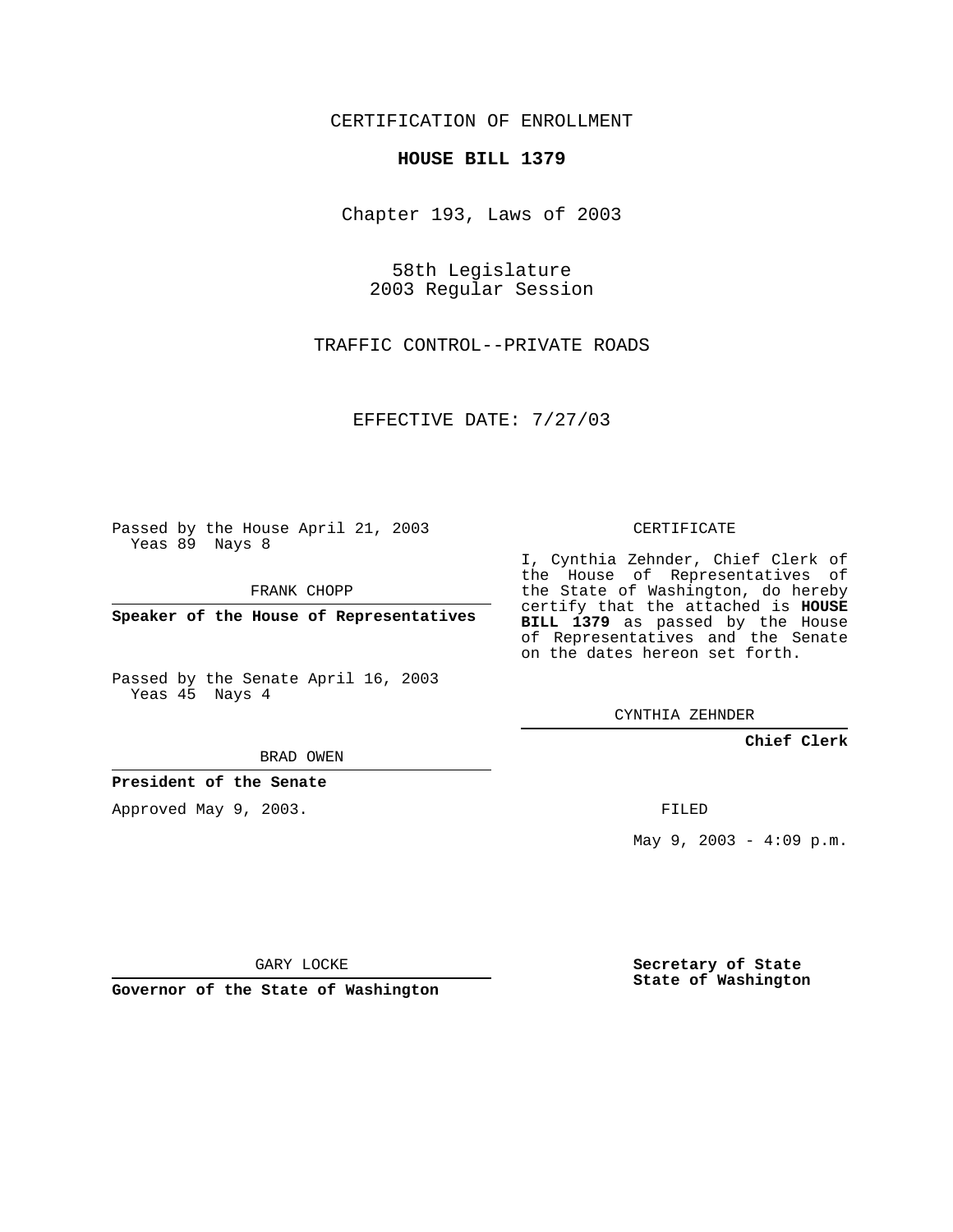CERTIFICATION OF ENROLLMENT

**HOUSE BILL 1379**

Chapter 193, Laws of 2003

58th Legislature
2003 Regular Session

TRAFFIC CONTROL--PRIVATE ROADS

EFFECTIVE DATE: 7/27/03

Passed by the House April 21, 2003
Yeas 89 Nays 8

FRANK CHOPP

**Speaker of the House of Representatives**

Passed by the Senate April 16, 2003
Yeas 45 Nays 4

BRAD OWEN

**President of the Senate**

Approved May 9, 2003.

GARY LOCKE

**Governor of the State of Washington**

CERTIFICATE

I, Cynthia Zehnder, Chief Clerk of the House of Representatives of the State of Washington, do hereby certify that the attached is **HOUSE BILL 1379** as passed by the House of Representatives and the Senate on the dates hereon set forth.

CYNTHIA ZEHNDER

**Chief Clerk**

FILED

May 9, 2003 - 4:09 p.m.

**Secretary of State**
**State of Washington**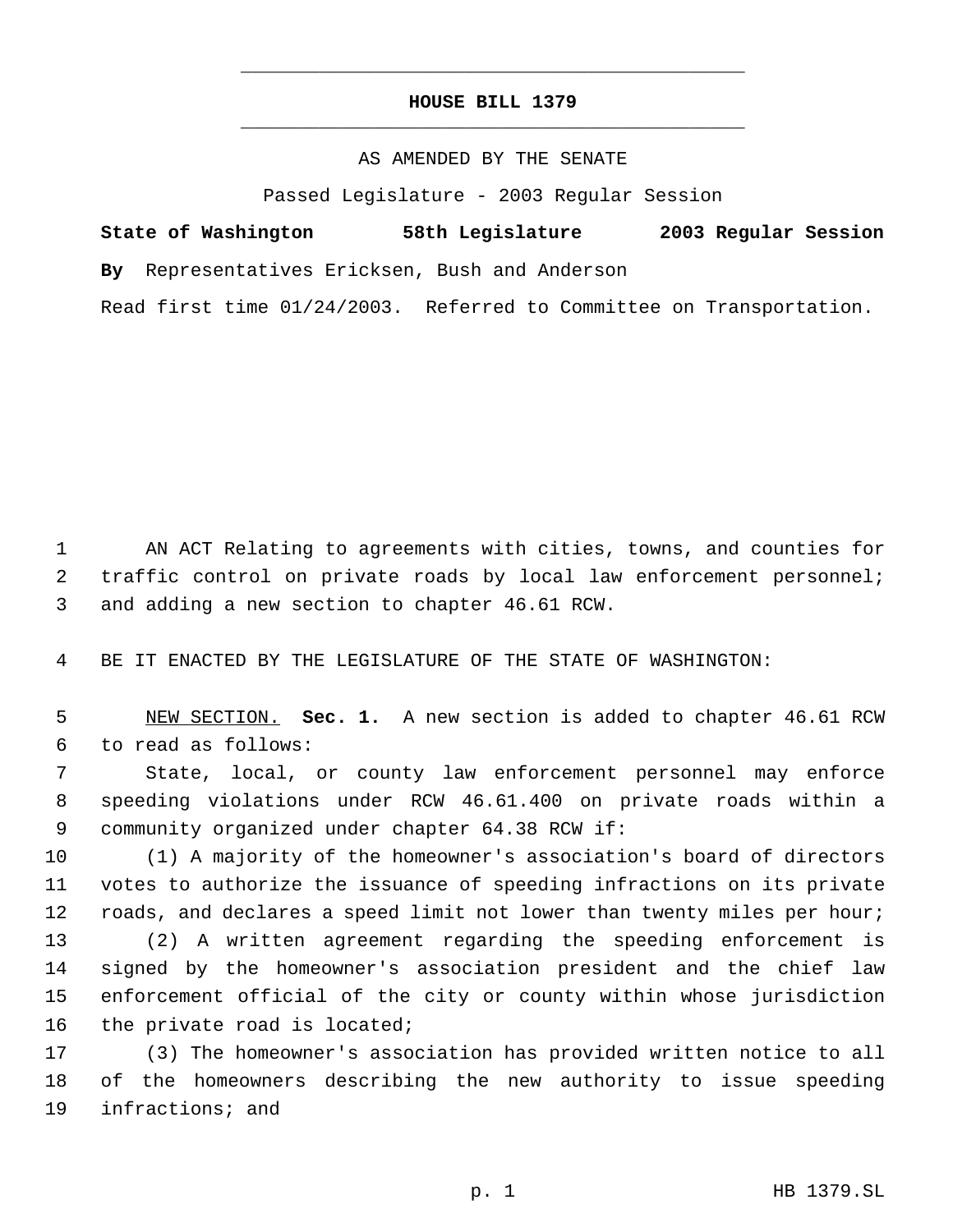# HOUSE BILL 1379

AS AMENDED BY THE SENATE

Passed Legislature - 2003 Regular Session

**State of Washington 58th Legislature 2003 Regular Session**

**By** Representatives Ericksen, Bush and Anderson

Read first time 01/24/2003. Referred to Committee on Transportation.

AN ACT Relating to agreements with cities, towns, and counties for traffic control on private roads by local law enforcement personnel; and adding a new section to chapter 46.61 RCW.

BE IT ENACTED BY THE LEGISLATURE OF THE STATE OF WASHINGTON:

NEW SECTION. **Sec. 1.** A new section is added to chapter 46.61 RCW to read as follows:

State, local, or county law enforcement personnel may enforce speeding violations under RCW 46.61.400 on private roads within a community organized under chapter 64.38 RCW if:

(1) A majority of the homeowner's association's board of directors votes to authorize the issuance of speeding infractions on its private roads, and declares a speed limit not lower than twenty miles per hour;

(2) A written agreement regarding the speeding enforcement is signed by the homeowner's association president and the chief law enforcement official of the city or county within whose jurisdiction the private road is located;

(3) The homeowner's association has provided written notice to all of the homeowners describing the new authority to issue speeding infractions; and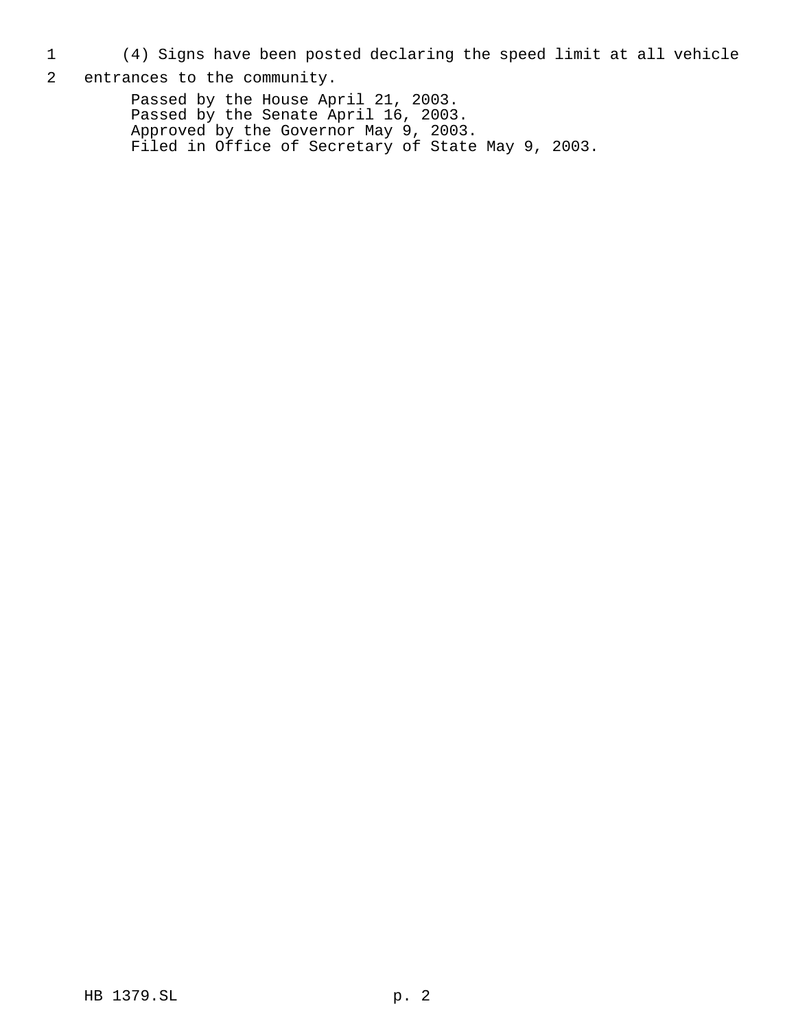(4) Signs have been posted declaring the speed limit at all vehicle entrances to the community.

Passed by the House April 21, 2003.
Passed by the Senate April 16, 2003.
Approved by the Governor May 9, 2003.
Filed in Office of Secretary of State May 9, 2003.